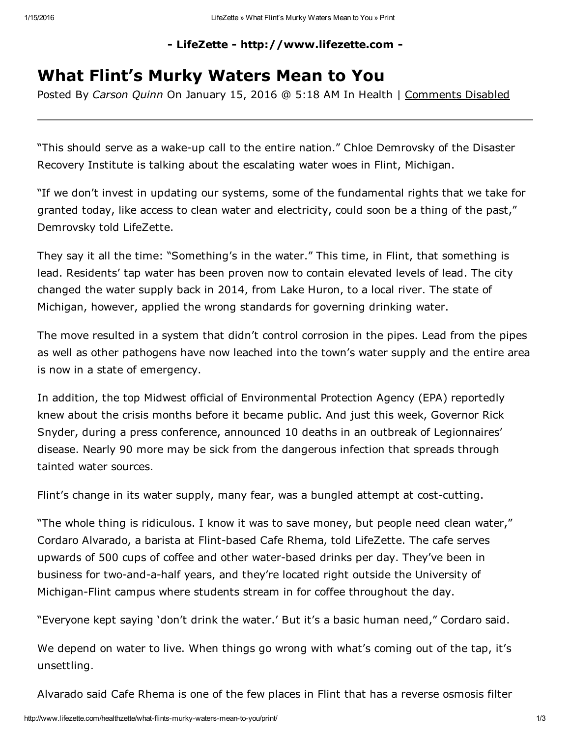**- LifeZette - http://www.lifezette.com -**

# What Flint's Murky Waters Mean to You

Posted By *Carson Quinn* On January 15, 2016 @ 5:18 AM In Health | Comments Disabled

---

"This should serve as a wake-up call to the entire nation." Chloe Demrovsky of the Disaster Recovery Institute is talking about the escalating water woes in Flint, Michigan.

"If we don't invest in updating our systems, some of the fundamental rights that we take for granted today, like access to clean water and electricity, could soon be a thing of the past," Demrovsky told LifeZette.

They say it all the time: "Something's in the water." This time, in Flint, that something is lead. Residents' tap water has been proven now to contain elevated levels of lead. The city changed the water supply back in 2014, from Lake Huron, to a local river. The state of Michigan, however, applied the wrong standards for governing drinking water.

The move resulted in a system that didn't control corrosion in the pipes. Lead from the pipes as well as other pathogens have now leached into the town's water supply and the entire area is now in a state of emergency.

In addition, the top Midwest official of Environmental Protection Agency (EPA) reportedly knew about the crisis months before it became public. And just this week, Governor Rick Snyder, during a press conference, announced 10 deaths in an outbreak of Legionnaires' disease. Nearly 90 more may be sick from the dangerous infection that spreads through tainted water sources.

Flint's change in its water supply, many fear, was a bungled attempt at cost-cutting.

"The whole thing is ridiculous. I know it was to save money, but people need clean water," Cordaro Alvarado, a barista at Flint-based Cafe Rhema, told LifeZette. The cafe serves upwards of 500 cups of coffee and other water-based drinks per day. They've been in business for two-and-a-half years, and they're located right outside the University of Michigan-Flint campus where students stream in for coffee throughout the day.

"Everyone kept saying 'don't drink the water.' But it's a basic human need," Cordaro said.

We depend on water to live. When things go wrong with what's coming out of the tap, it's unsettling.

Alvarado said Cafe Rhema is one of the few places in Flint that has a reverse osmosis filter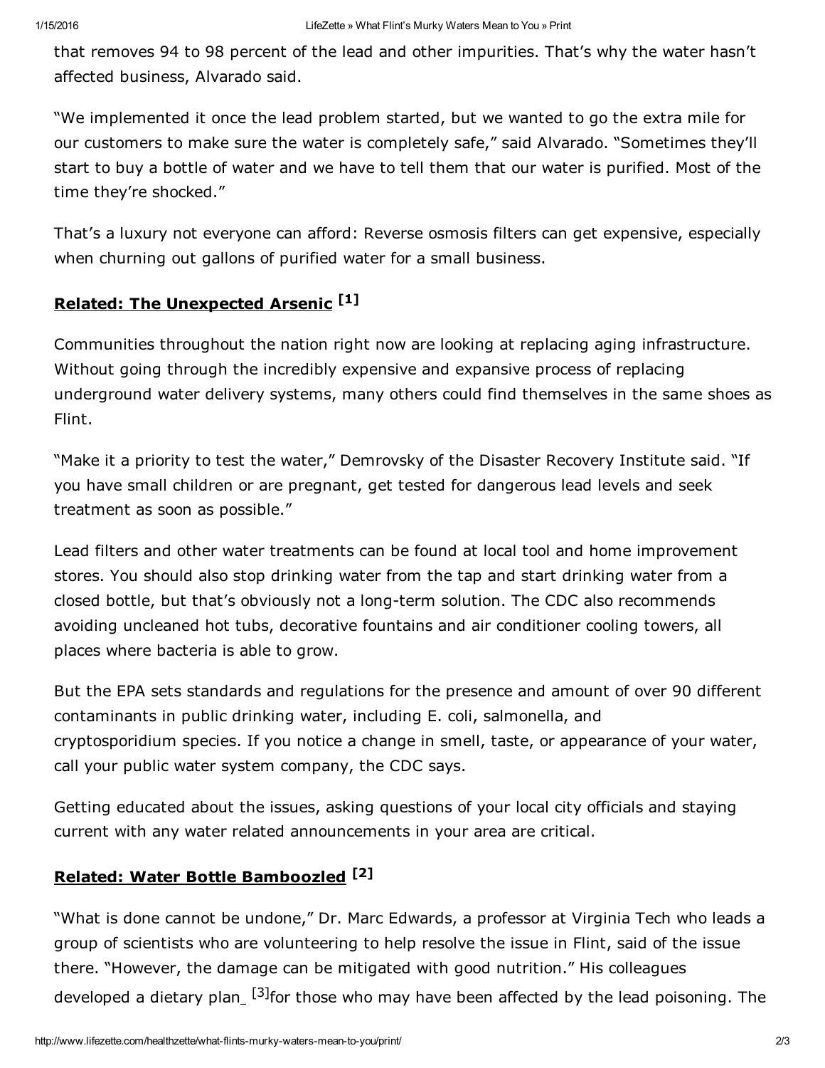that removes 94 to 98 percent of the lead and other impurities. That's why the water hasn't affected business, Alvarado said.

"We implemented it once the lead problem started, but we wanted to go the extra mile for our customers to make sure the water is completely safe," said Alvarado. "Sometimes they'll start to buy a bottle of water and we have to tell them that our water is purified. Most of the time they're shocked."

That's a luxury not everyone can afford: Reverse osmosis filters can get expensive, especially when churning out gallons of purified water for a small business.

**Related: The Unexpected Arsenic** [1]

Communities throughout the nation right now are looking at replacing aging infrastructure. Without going through the incredibly expensive and expansive process of replacing underground water delivery systems, many others could find themselves in the same shoes as Flint.

"Make it a priority to test the water," Demrovsky of the Disaster Recovery Institute said. "If you have small children or are pregnant, get tested for dangerous lead levels and seek treatment as soon as possible."

Lead filters and other water treatments can be found at local tool and home improvement stores. You should also stop drinking water from the tap and start drinking water from a closed bottle, but that's obviously not a long-term solution. The CDC also recommends avoiding uncleaned hot tubs, decorative fountains and air conditioner cooling towers, all places where bacteria is able to grow.

But the EPA sets standards and regulations for the presence and amount of over 90 different contaminants in public drinking water, including E. coli, salmonella, and cryptosporidium species. If you notice a change in smell, taste, or appearance of your water, call your public water system company, the CDC says.

Getting educated about the issues, asking questions of your local city officials and staying current with any water related announcements in your area are critical.

**Related: Water Bottle Bamboozled** [2]

"What is done cannot be undone," Dr. Marc Edwards, a professor at Virginia Tech who leads a group of scientists who are volunteering to help resolve the issue in Flint, said of the issue there. "However, the damage can be mitigated with good nutrition." His colleagues developed a dietary plan [3] for those who may have been affected by the lead poisoning. The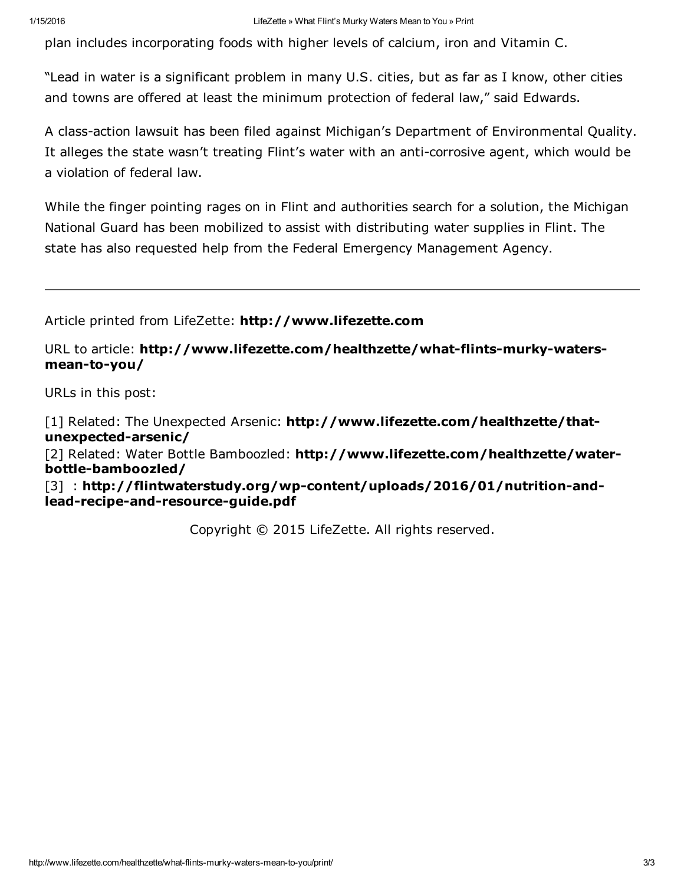plan includes incorporating foods with higher levels of calcium, iron and Vitamin C.

"Lead in water is a significant problem in many U.S. cities, but as far as I know, other cities and towns are offered at least the minimum protection of federal law," said Edwards.

A class-action lawsuit has been filed against Michigan's Department of Environmental Quality. It alleges the state wasn't treating Flint's water with an anti-corrosive agent, which would be a violation of federal law.

While the finger pointing rages on in Flint and authorities search for a solution, the Michigan National Guard has been mobilized to assist with distributing water supplies in Flint. The state has also requested help from the Federal Emergency Management Agency.

---

Article printed from LifeZette: **http://www.lifezette.com**

URL to article: **http://www.lifezette.com/healthzette/what-flints-murky-waters-mean-to-you/**

URLs in this post:

[1] Related: The Unexpected Arsenic: **http://www.lifezette.com/healthzette/that-unexpected-arsenic/**
[2] Related: Water Bottle Bamboozled: **http://www.lifezette.com/healthzette/water-bottle-bamboozled/**
[3] : **http://flintwaterstudy.org/wp-content/uploads/2016/01/nutrition-and-lead-recipe-and-resource-guide.pdf**

Copyright © 2015 LifeZette. All rights reserved.